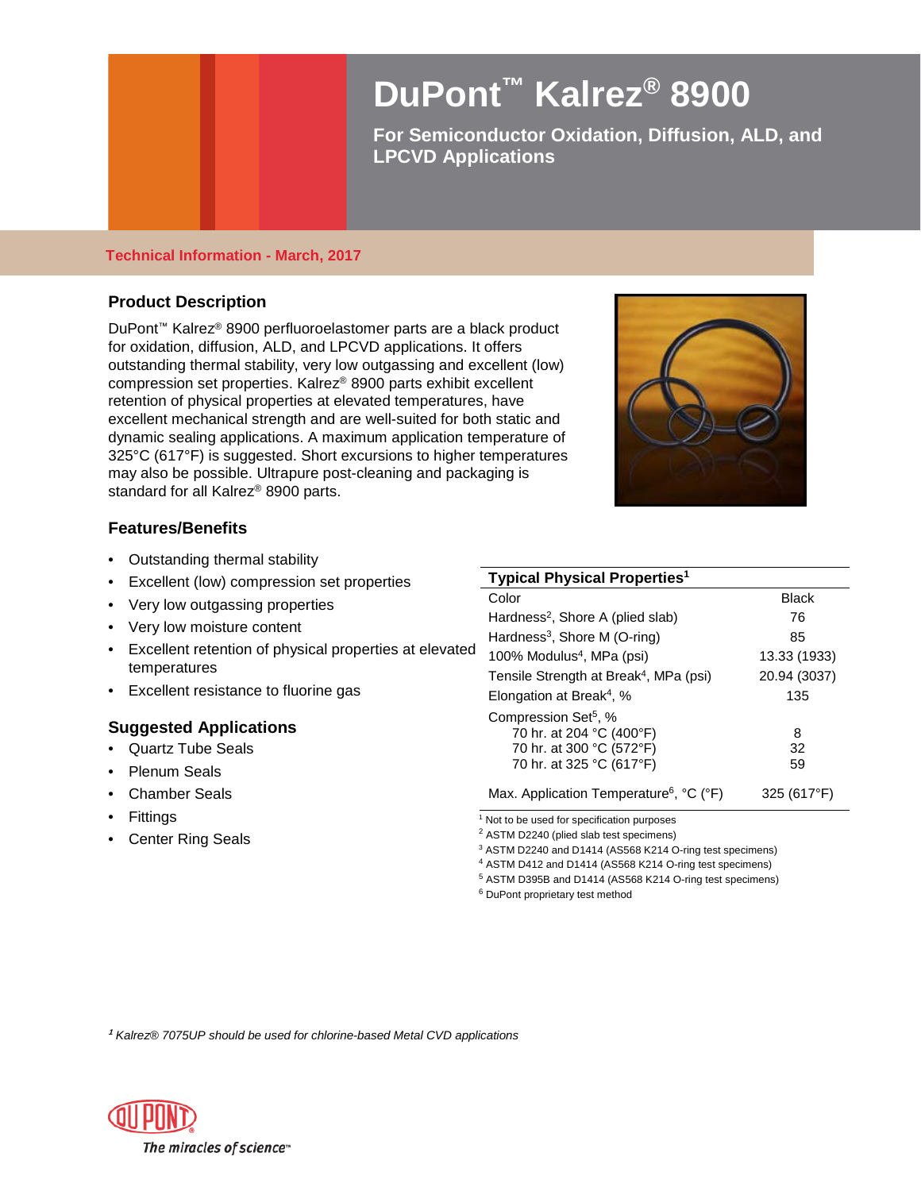# DuPont™ Kalrez® 8900

**For Semiconductor Oxidation, Diffusion, ALD, and LPCVD Applications**

**Technical Information - March, 2017**

## Product Description

DuPont™ Kalrez® 8900 perfluoroelastomer parts are a black product for oxidation, diffusion, ALD, and LPCVD applications. It offers outstanding thermal stability, very low outgassing and excellent (low) compression set properties. Kalrez® 8900 parts exhibit excellent retention of physical properties at elevated temperatures, have excellent mechanical strength and are well-suited for both static and dynamic sealing applications. A maximum application temperature of 325°C (617°F) is suggested. Short excursions to higher temperatures may also be possible. Ultrapure post-cleaning and packaging is standard for all Kalrez® 8900 parts.

## Features/Benefits

- Outstanding thermal stability
- Excellent (low) compression set properties
- Very low outgassing properties
- Very low moisture content
- Excellent retention of physical properties at elevated temperatures
- Excellent resistance to fluorine gas

## Suggested Applications

- Quartz Tube Seals
- Plenum Seals
- Chamber Seals
- Fittings
- Center Ring Seals

| Typical Physical Properties[1] | |
|---|---|
| Color | Black |
| Hardness[2], Shore A (plied slab) | 76 |
| Hardness[3], Shore M (O-ring) | 85 |
| 100% Modulus[4], MPa (psi) | 13.33 (1933) |
| Tensile Strength at Break[4], MPa (psi) | 20.94 (3037) |
| Elongation at Break[4], % | 135 |
| Compression Set[5], % | |
| 70 hr. at 204 °C (400°F) | 8 |
| 70 hr. at 300 °C (572°F) | 32 |
| 70 hr. at 325 °C (617°F) | 59 |
| Max. Application Temperature[6], °C (°F) | 325 (617°F) |

[1] Not to be used for specification purposes
[2] ASTM D2240 (plied slab test specimens)
[3] ASTM D2240 and D1414 (AS568 K214 O-ring test specimens)
[4] ASTM D412 and D1414 (AS568 K214 O-ring test specimens)
[5] ASTM D395B and D1414 (AS568 K214 O-ring test specimens)
[6] DuPont proprietary test method

*[1] Kalrez® 7075UP should be used for chlorine-based Metal CVD applications*

The miracles of science™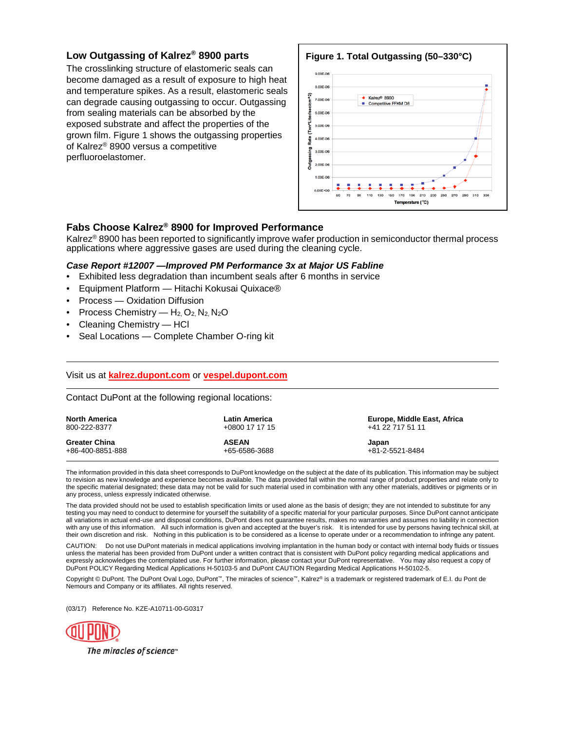## Low Outgassing of Kalrez® 8900 parts

The crosslinking structure of elastomeric seals can become damaged as a result of exposure to high heat and temperature spikes. As a result, elastomeric seals can degrade causing outgassing to occur. Outgassing from sealing materials can be absorbed by the exposed substrate and affect the properties of the grown film. Figure 1 shows the outgassing properties of Kalrez® 8900 versus a competitive perfluoroelastomer.

**Figure 1. Total Outgassing (50–330°C)**

9.00E-06
8.00E-06
7.00E-06
6.00E-06
5.00E-06
4.00E-06
3.00E-06
2.00E-06
1.00E-06
0.00E+00

Outgassing Rate (Torr*Liter/sec/cm^2)

Kalrez® 8900
Competitive FFKM D8

50 70 90 110 130 150 170 190 210 230 250 270 290 310 330

Temperature (°C)

## Fabs Choose Kalrez® 8900 for Improved Performance

Kalrez® 8900 has been reported to significantly improve wafer production in semiconductor thermal process applications where aggressive gases are used during the cleaning cycle.

### *Case Report #12007 —Improved PM Performance 3x at Major US Fabline*

- Exhibited less degradation than incumbent seals after 6 months in service
- Equipment Platform — Hitachi Kokusai Quixace®
- Process — Oxidation Diffusion
- Process Chemistry — $H_2$, $O_2$, $N_2$, $N_2O$
- Cleaning Chemistry — HCl
- Seal Locations — Complete Chamber O-ring kit

---

Visit us at **kalrez.dupont.com** or **vespel.dupont.com**

---

Contact DuPont at the following regional locations:

| | | |
|---|---|---|
| **North America**<br>800-222-8377 | **Latin America**<br>+0800 17 17 15 | **Europe, Middle East, Africa**<br>+41 22 717 51 11 |
| **Greater China**<br>+86-400-8851-888 | **ASEAN**<br>+65-6586-3688 | **Japan**<br>+81-2-5521-8484 |

---

The information provided in this data sheet corresponds to DuPont knowledge on the subject at the date of its publication. This information may be subject to revision as new knowledge and experience becomes available. The data provided fall within the normal range of product properties and relate only to the specific material designated; these data may not be valid for such material used in combination with any other materials, additives or pigments or in any process, unless expressly indicated otherwise.

The data provided should not be used to establish specification limits or used alone as the basis of design; they are not intended to substitute for any testing you may need to conduct to determine for yourself the suitability of a specific material for your particular purposes. Since DuPont cannot anticipate all variations in actual end-use and disposal conditions, DuPont does not guarantee results, makes no warranties and assumes no liability in connection with any use of this information. All such information is given and accepted at the buyer's risk. It is intended for use by persons having technical skill, at their own discretion and risk. Nothing in this publication is to be considered as a license to operate under or a recommendation to infringe any patent.

CAUTION: Do not use DuPont materials in medical applications involving implantation in the human body or contact with internal body fluids or tissues unless the material has been provided from DuPont under a written contract that is consistent with DuPont policy regarding medical applications and expressly acknowledges the contemplated use. For further information, please contact your DuPont representative. You may also request a copy of DuPont POLICY Regarding Medical Applications H-50103-5 and DuPont CAUTION Regarding Medical Applications H-50102-5.

Copyright © DuPont. The DuPont Oval Logo, DuPont™, The miracles of science™, Kalrez® is a trademark or registered trademark of E.I. du Pont de Nemours and Company or its affiliates. All rights reserved.

(03/17) Reference No. KZE-A10711-00-G0317

DUPONT

*The miracles of science™*